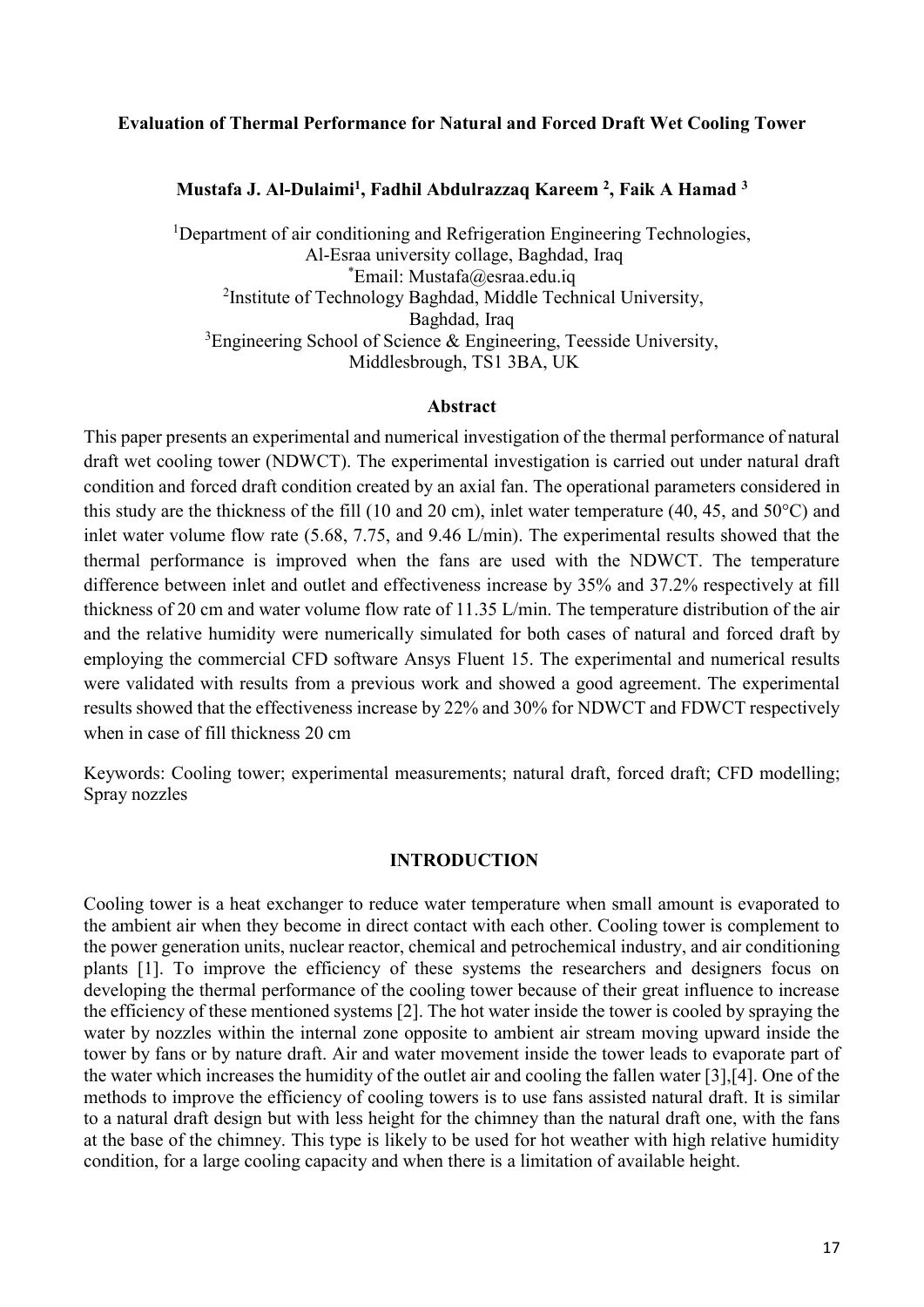# Evaluation of Thermal Performance for Natural and Forced Draft Wet Cooling Tower

**Mustafa J. Al-Dulaimi[1], Fadhil Abdulrazzaq Kareem [2], Faik A Hamad [3]**

[1]Department of air conditioning and Refrigeration Engineering Technologies, Al-Esraa university collage, Baghdad, Iraq
[*]Email: Mustafa@esraa.edu.iq
[2]Institute of Technology Baghdad, Middle Technical University, Baghdad, Iraq
[3]Engineering School of Science & Engineering, Teesside University, Middlesbrough, TS1 3BA, UK

## Abstract

This paper presents an experimental and numerical investigation of the thermal performance of natural draft wet cooling tower (NDWCT). The experimental investigation is carried out under natural draft condition and forced draft condition created by an axial fan. The operational parameters considered in this study are the thickness of the fill (10 and 20 cm), inlet water temperature (40, 45, and 50°C) and inlet water volume flow rate (5.68, 7.75, and 9.46 L/min). The experimental results showed that the thermal performance is improved when the fans are used with the NDWCT. The temperature difference between inlet and outlet and effectiveness increase by 35% and 37.2% respectively at fill thickness of 20 cm and water volume flow rate of 11.35 L/min. The temperature distribution of the air and the relative humidity were numerically simulated for both cases of natural and forced draft by employing the commercial CFD software Ansys Fluent 15. The experimental and numerical results were validated with results from a previous work and showed a good agreement. The experimental results showed that the effectiveness increase by 22% and 30% for NDWCT and FDWCT respectively when in case of fill thickness 20 cm

Keywords: Cooling tower; experimental measurements; natural draft, forced draft; CFD modelling; Spray nozzles

## INTRODUCTION

Cooling tower is a heat exchanger to reduce water temperature when small amount is evaporated to the ambient air when they become in direct contact with each other. Cooling tower is complement to the power generation units, nuclear reactor, chemical and petrochemical industry, and air conditioning plants [1]. To improve the efficiency of these systems the researchers and designers focus on developing the thermal performance of the cooling tower because of their great influence to increase the efficiency of these mentioned systems [2]. The hot water inside the tower is cooled by spraying the water by nozzles within the internal zone opposite to ambient air stream moving upward inside the tower by fans or by nature draft. Air and water movement inside the tower leads to evaporate part of the water which increases the humidity of the outlet air and cooling the fallen water [3],[4]. One of the methods to improve the efficiency of cooling towers is to use fans assisted natural draft. It is similar to a natural draft design but with less height for the chimney than the natural draft one, with the fans at the base of the chimney. This type is likely to be used for hot weather with high relative humidity condition, for a large cooling capacity and when there is a limitation of available height.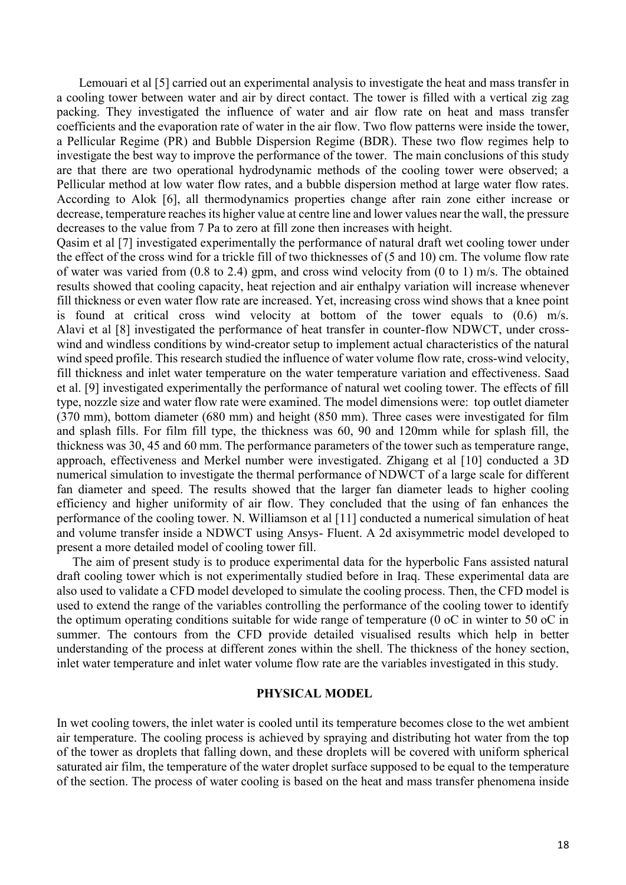Lemouari et al [5] carried out an experimental analysis to investigate the heat and mass transfer in a cooling tower between water and air by direct contact. The tower is filled with a vertical zig zag packing. They investigated the influence of water and air flow rate on heat and mass transfer coefficients and the evaporation rate of water in the air flow. Two flow patterns were inside the tower, a Pellicular Regime (PR) and Bubble Dispersion Regime (BDR). These two flow regimes help to investigate the best way to improve the performance of the tower. The main conclusions of this study are that there are two operational hydrodynamic methods of the cooling tower were observed; a Pellicular method at low water flow rates, and a bubble dispersion method at large water flow rates. According to Alok [6], all thermodynamics properties change after rain zone either increase or decrease, temperature reaches its higher value at centre line and lower values near the wall, the pressure decreases to the value from 7 Pa to zero at fill zone then increases with height.

Qasim et al [7] investigated experimentally the performance of natural draft wet cooling tower under the effect of the cross wind for a trickle fill of two thicknesses of (5 and 10) cm. The volume flow rate of water was varied from (0.8 to 2.4) gpm, and cross wind velocity from (0 to 1) m/s. The obtained results showed that cooling capacity, heat rejection and air enthalpy variation will increase whenever fill thickness or even water flow rate are increased. Yet, increasing cross wind shows that a knee point is found at critical cross wind velocity at bottom of the tower equals to (0.6) m/s. Alavi et al [8] investigated the performance of heat transfer in counter-flow NDWCT, under cross-wind and windless conditions by wind-creator setup to implement actual characteristics of the natural wind speed profile. This research studied the influence of water volume flow rate, cross-wind velocity, fill thickness and inlet water temperature on the water temperature variation and effectiveness. Saad et al. [9] investigated experimentally the performance of natural wet cooling tower. The effects of fill type, nozzle size and water flow rate were examined. The model dimensions were: top outlet diameter (370 mm), bottom diameter (680 mm) and height (850 mm). Three cases were investigated for film and splash fills. For film fill type, the thickness was 60, 90 and 120mm while for splash fill, the thickness was 30, 45 and 60 mm. The performance parameters of the tower such as temperature range, approach, effectiveness and Merkel number were investigated. Zhigang et al [10] conducted a 3D numerical simulation to investigate the thermal performance of NDWCT of a large scale for different fan diameter and speed. The results showed that the larger fan diameter leads to higher cooling efficiency and higher uniformity of air flow. They concluded that the using of fan enhances the performance of the cooling tower. N. Williamson et al [11] conducted a numerical simulation of heat and volume transfer inside a NDWCT using Ansys- Fluent. A 2d axisymmetric model developed to present a more detailed model of cooling tower fill.

The aim of present study is to produce experimental data for the hyperbolic Fans assisted natural draft cooling tower which is not experimentally studied before in Iraq. These experimental data are also used to validate a CFD model developed to simulate the cooling process. Then, the CFD model is used to extend the range of the variables controlling the performance of the cooling tower to identify the optimum operating conditions suitable for wide range of temperature (0 oC in winter to 50 oC in summer. The contours from the CFD provide detailed visualised results which help in better understanding of the process at different zones within the shell. The thickness of the honey section, inlet water temperature and inlet water volume flow rate are the variables investigated in this study.

## PHYSICAL MODEL

In wet cooling towers, the inlet water is cooled until its temperature becomes close to the wet ambient air temperature. The cooling process is achieved by spraying and distributing hot water from the top of the tower as droplets that falling down, and these droplets will be covered with uniform spherical saturated air film, the temperature of the water droplet surface supposed to be equal to the temperature of the section. The process of water cooling is based on the heat and mass transfer phenomena inside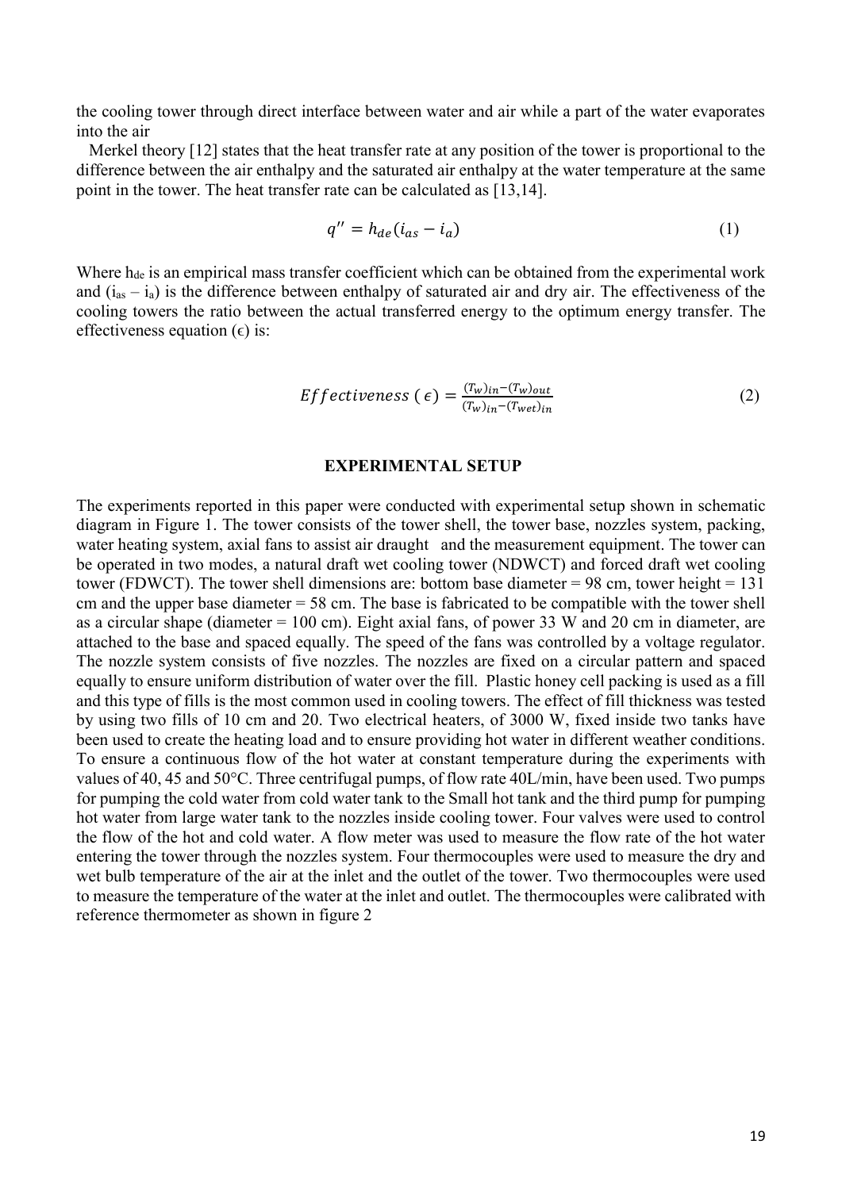the cooling tower through direct interface between water and air while a part of the water evaporates into the air

Merkel theory [12] states that the heat transfer rate at any position of the tower is proportional to the difference between the air enthalpy and the saturated air enthalpy at the water temperature at the same point in the tower. The heat transfer rate can be calculated as [13,14].

$$q'' = h_{de}(i_{as} - i_a) \tag{1}$$

Where $h_{de}$ is an empirical mass transfer coefficient which can be obtained from the experimental work and $(i_{as} – i_a)$ is the difference between enthalpy of saturated air and dry air. The effectiveness of the cooling towers the ratio between the actual transferred energy to the optimum energy transfer. The effectiveness equation ($\epsilon$) is:

$$Effectiveness\ (\epsilon) = \frac{(T_w)_{in} - (T_w)_{out}}{(T_w)_{in} - (T_{wet})_{in}} \tag{2}$$

## EXPERIMENTAL SETUP

The experiments reported in this paper were conducted with experimental setup shown in schematic diagram in Figure 1. The tower consists of the tower shell, the tower base, nozzles system, packing, water heating system, axial fans to assist air draught and the measurement equipment. The tower can be operated in two modes, a natural draft wet cooling tower (NDWCT) and forced draft wet cooling tower (FDWCT). The tower shell dimensions are: bottom base diameter = 98 cm, tower height = 131 cm and the upper base diameter = 58 cm. The base is fabricated to be compatible with the tower shell as a circular shape (diameter = 100 cm). Eight axial fans, of power 33 W and 20 cm in diameter, are attached to the base and spaced equally. The speed of the fans was controlled by a voltage regulator. The nozzle system consists of five nozzles. The nozzles are fixed on a circular pattern and spaced equally to ensure uniform distribution of water over the fill. Plastic honey cell packing is used as a fill and this type of fills is the most common used in cooling towers. The effect of fill thickness was tested by using two fills of 10 cm and 20. Two electrical heaters, of 3000 W, fixed inside two tanks have been used to create the heating load and to ensure providing hot water in different weather conditions. To ensure a continuous flow of the hot water at constant temperature during the experiments with values of 40, 45 and 50°C. Three centrifugal pumps, of flow rate 40L/min, have been used. Two pumps for pumping the cold water from cold water tank to the Small hot tank and the third pump for pumping hot water from large water tank to the nozzles inside cooling tower. Four valves were used to control the flow of the hot and cold water. A flow meter was used to measure the flow rate of the hot water entering the tower through the nozzles system. Four thermocouples were used to measure the dry and wet bulb temperature of the air at the inlet and the outlet of the tower. Two thermocouples were used to measure the temperature of the water at the inlet and outlet. The thermocouples were calibrated with reference thermometer as shown in figure 2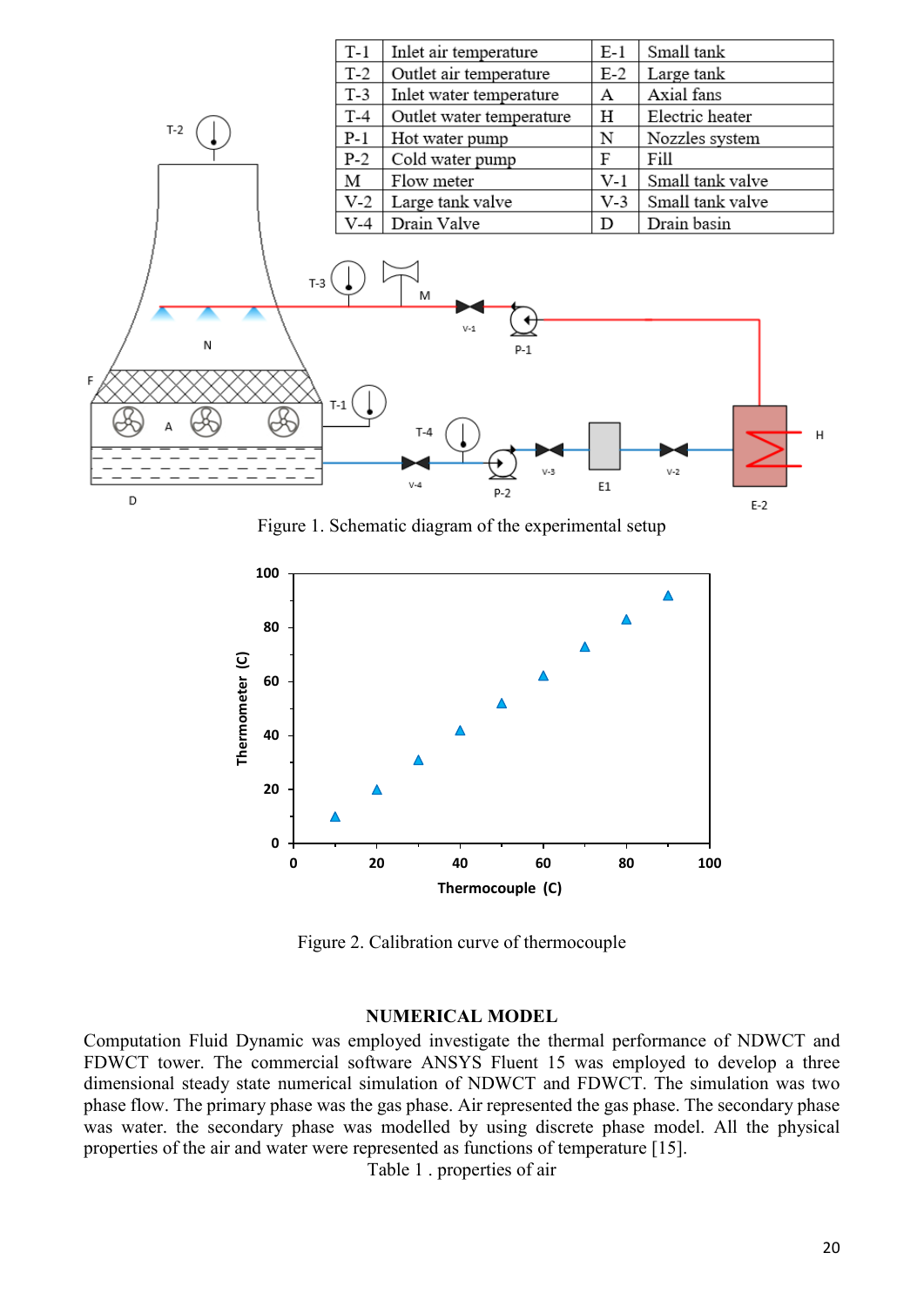| T-1 | Inlet air temperature | E-1 | Small tank |
|---|---|---|---|
| T-2 | Outlet air temperature | E-2 | Large tank |
| T-3 | Inlet water temperature | A | Axial fans |
| T-4 | Outlet water temperature | H | Electric heater |
| P-1 | Hot water pump | N | Nozzles system |
| P-2 | Cold water pump | F | Fill |
| M | Flow meter | V-1 | Small tank valve |
| V-2 | Large tank valve | V-3 | Small tank valve |
| V-4 | Drain Valve | D | Drain basin |

Figure 1. Schematic diagram of the experimental setup

Figure 2. Calibration curve of thermocouple

## NUMERICAL MODEL

Computation Fluid Dynamic was employed investigate the thermal performance of NDWCT and FDWCT tower. The commercial software ANSYS Fluent 15 was employed to develop a three dimensional steady state numerical simulation of NDWCT and FDWCT. The simulation was two phase flow. The primary phase was the gas phase. Air represented the gas phase. The secondary phase was water. the secondary phase was modelled by using discrete phase model. All the physical properties of the air and water were represented as functions of temperature [15].

Table 1 . properties of air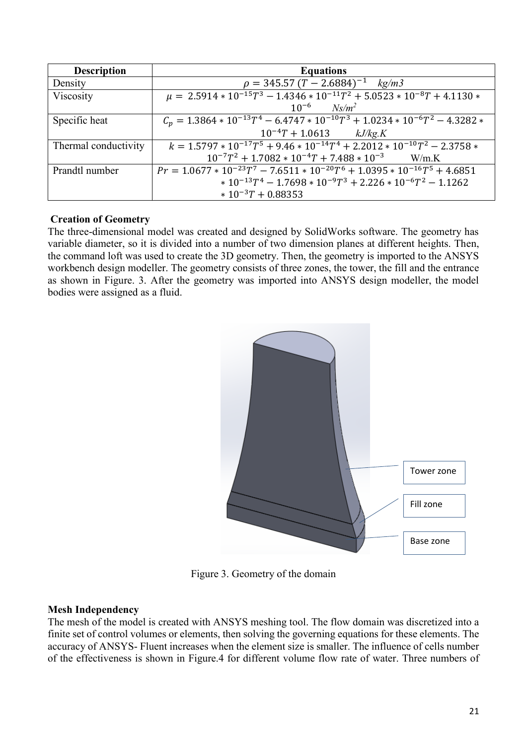| Description | Equations |
| --- | --- |
| Density | $\rho = 345.57\ (T - 2.6884)^{-1}$ *kg/m3* |
| Viscosity | $\mu = 2.5914 * 10^{-15}T^3 - 1.4346 * 10^{-11}T^2 + 5.0523 * 10^{-8}T + 4.1130 * 10^{-6}$ *Ns/m²* |
| Specific heat | $C_p = 1.3864 * 10^{-13}T^4 - 6.4747 * 10^{-10}T^3 + 1.0234 * 10^{-6}T^2 - 4.3282 * 10^{-4}T + 1.0613$ *kJ/kg.K* |
| Thermal conductivity | $k = 1.5797 * 10^{-17}T^5 + 9.46 * 10^{-14}T^4 + 2.2012 * 10^{-10}T^2 - 2.3758 * 10^{-7}T^2 + 1.7082 * 10^{-4}T + 7.488 * 10^{-3}$ W/m.K |
| Prandtl number | $Pr = 1.0677 * 10^{-23}T^7 - 7.6511 * 10^{-20}T^6 + 1.0395 * 10^{-16}T^5 + 4.6851 * 10^{-13}T^4 - 1.7698 * 10^{-9}T^3 + 2.226 * 10^{-6}T^2 - 1.1262 * 10^{-3}T + 0.88353$ |

**Creation of Geometry**

The three-dimensional model was created and designed by SolidWorks software. The geometry has variable diameter, so it is divided into a number of two dimension planes at different heights. Then, the command loft was used to create the 3D geometry. Then, the geometry is imported to the ANSYS workbench design modeller. The geometry consists of three zones, the tower, the fill and the entrance as shown in Figure. 3. After the geometry was imported into ANSYS design modeller, the model bodies were assigned as a fluid.

Tower zone

Fill zone

Base zone

Figure 3. Geometry of the domain

**Mesh Independency**

The mesh of the model is created with ANSYS meshing tool. The flow domain was discretized into a finite set of control volumes or elements, then solving the governing equations for these elements. The accuracy of ANSYS- Fluent increases when the element size is smaller. The influence of cells number of the effectiveness is shown in Figure.4 for different volume flow rate of water. Three numbers of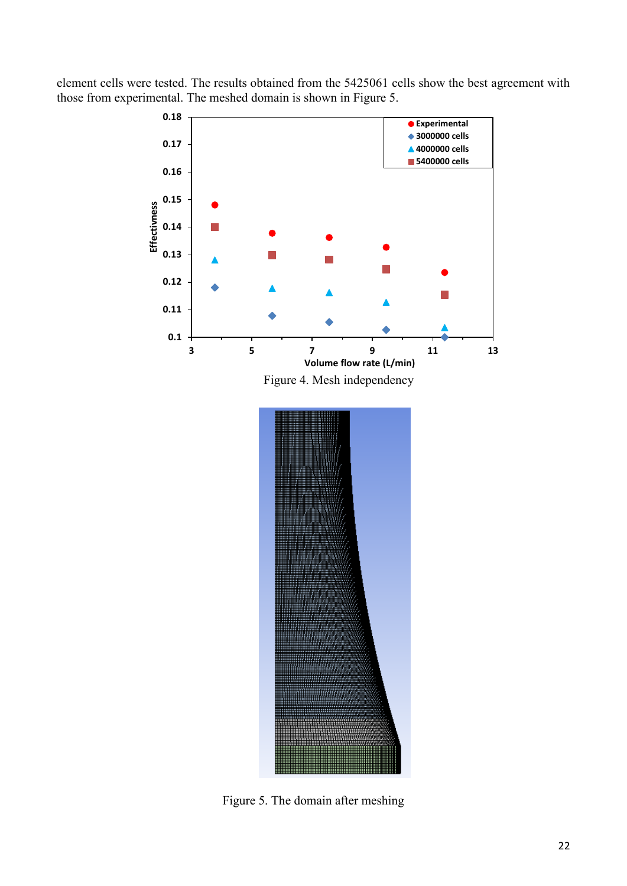element cells were tested. The results obtained from the 5425061 cells show the best agreement with those from experimental. The meshed domain is shown in Figure 5.

Figure 4. Mesh independency

Figure 5. The domain after meshing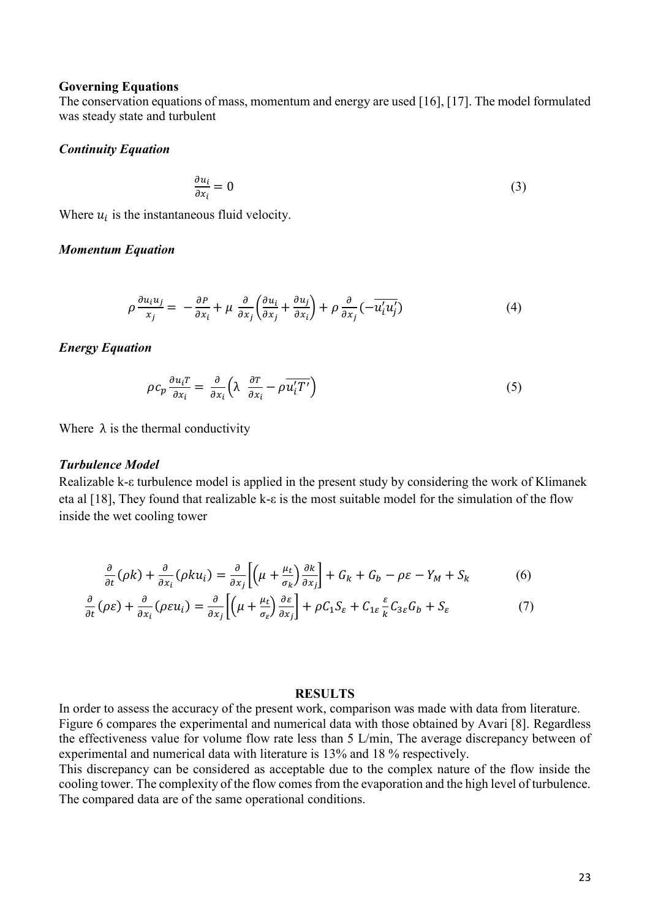**Governing Equations**

The conservation equations of mass, momentum and energy are used [16], [17]. The model formulated was steady state and turbulent

***Continuity Equation***

$$\frac{\partial u_i}{\partial x_i} = 0 \tag{3}$$

Where $u_i$ is the instantaneous fluid velocity.

***Momentum Equation***

$$\rho \frac{\partial u_i u_j}{x_j} = -\frac{\partial P}{\partial x_i} + \mu \frac{\partial}{\partial x_j}\left(\frac{\partial u_i}{\partial x_j} + \frac{\partial u_j}{\partial x_i}\right) + \rho \frac{\partial}{\partial x_j}\left(-\overline{u_i' u_j'}\right) \tag{4}$$

***Energy Equation***

$$\rho c_p \frac{\partial u_i T}{\partial x_i} = \frac{\partial}{\partial x_i}\left(\lambda \ \frac{\partial T}{\partial x_i} - \rho \overline{u_i' T'}\right) \tag{5}$$

Where $\lambda$ is the thermal conductivity

***Turbulence Model***

Realizable k-ε turbulence model is applied in the present study by considering the work of Klimanek eta al [18], They found that realizable k-ε is the most suitable model for the simulation of the flow inside the wet cooling tower

$$\frac{\partial}{\partial t}(\rho k) + \frac{\partial}{\partial x_i}(\rho k u_i) = \frac{\partial}{\partial x_j}\left[\left(\mu + \frac{\mu_t}{\sigma_k}\right)\frac{\partial k}{\partial x_j}\right] + G_k + G_b - \rho\varepsilon - Y_M + S_k \tag{6}$$

$$\frac{\partial}{\partial t}(\rho \varepsilon) + \frac{\partial}{\partial x_i}(\rho \varepsilon u_i) = \frac{\partial}{\partial x_j}\left[\left(\mu + \frac{\mu_t}{\sigma_\varepsilon}\right)\frac{\partial \varepsilon}{\partial x_j}\right] + \rho C_1 S_\varepsilon + C_{1\varepsilon}\frac{\varepsilon}{k}C_{3\varepsilon}G_b + S_\varepsilon \tag{7}$$

## RESULTS

In order to assess the accuracy of the present work, comparison was made with data from literature. Figure 6 compares the experimental and numerical data with those obtained by Avari [8]. Regardless the effectiveness value for volume flow rate less than 5 L/min, The average discrepancy between of experimental and numerical data with literature is 13% and 18 % respectively.

This discrepancy can be considered as acceptable due to the complex nature of the flow inside the cooling tower. The complexity of the flow comes from the evaporation and the high level of turbulence. The compared data are of the same operational conditions.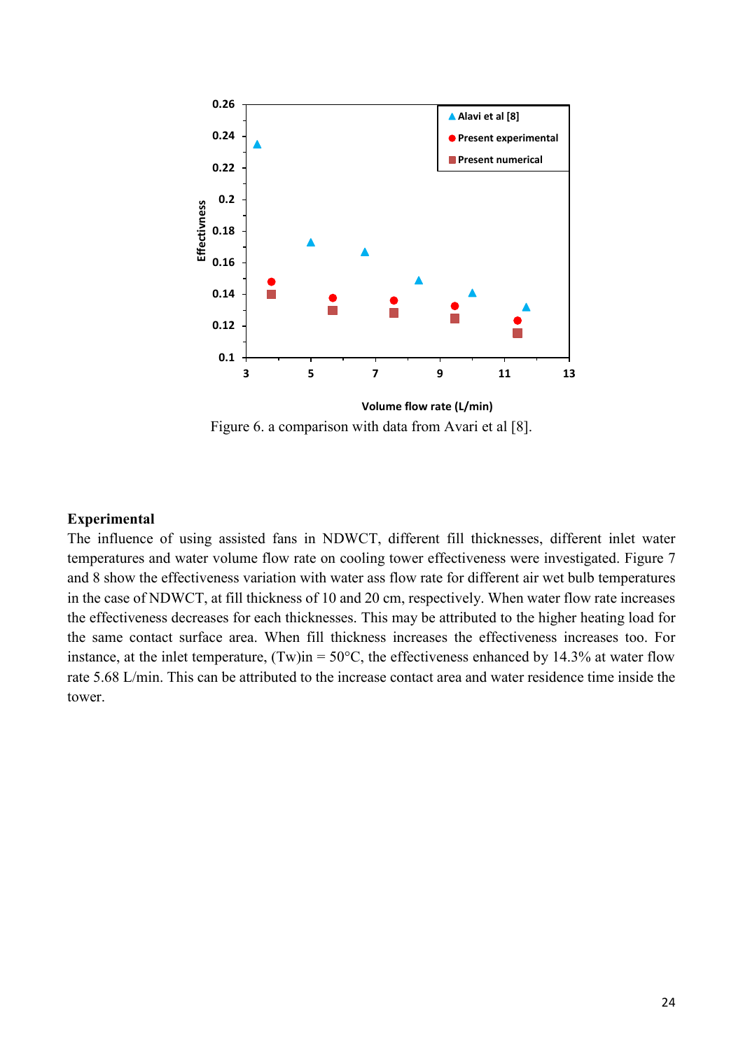Figure 6. a comparison with data from Avari et al [8].

**Experimental**

The influence of using assisted fans in NDWCT, different fill thicknesses, different inlet water temperatures and water volume flow rate on cooling tower effectiveness were investigated. Figure 7 and 8 show the effectiveness variation with water ass flow rate for different air wet bulb temperatures in the case of NDWCT, at fill thickness of 10 and 20 cm, respectively. When water flow rate increases the effectiveness decreases for each thicknesses. This may be attributed to the higher heating load for the same contact surface area. When fill thickness increases the effectiveness increases too. For instance, at the inlet temperature, $(T_w)_{in}$ = 50°C, the effectiveness enhanced by 14.3% at water flow rate 5.68 L/min. This can be attributed to the increase contact area and water residence time inside the tower.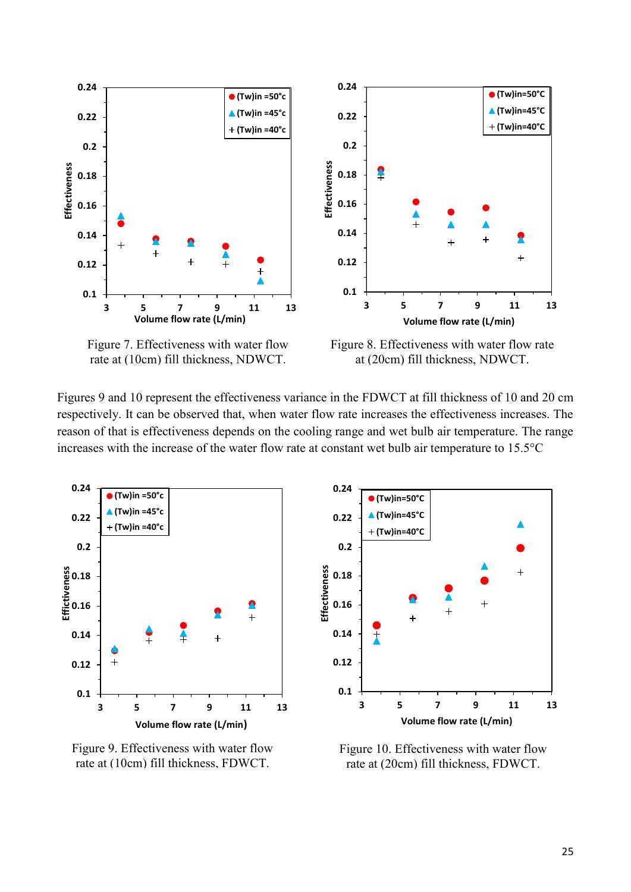Figure 7. Effectiveness with water flow rate at (10cm) fill thickness, NDWCT.

Figure 8. Effectiveness with water flow rate at (20cm) fill thickness, NDWCT.

Figures 9 and 10 represent the effectiveness variance in the FDWCT at fill thickness of 10 and 20 cm respectively. It can be observed that, when water flow rate increases the effectiveness increases. The reason of that is effectiveness depends on the cooling range and wet bulb air temperature. The range increases with the increase of the water flow rate at constant wet bulb air temperature to 15.5°C

Figure 9. Effectiveness with water flow rate at (10cm) fill thickness, FDWCT.

Figure 10. Effectiveness with water flow rate at (20cm) fill thickness, FDWCT.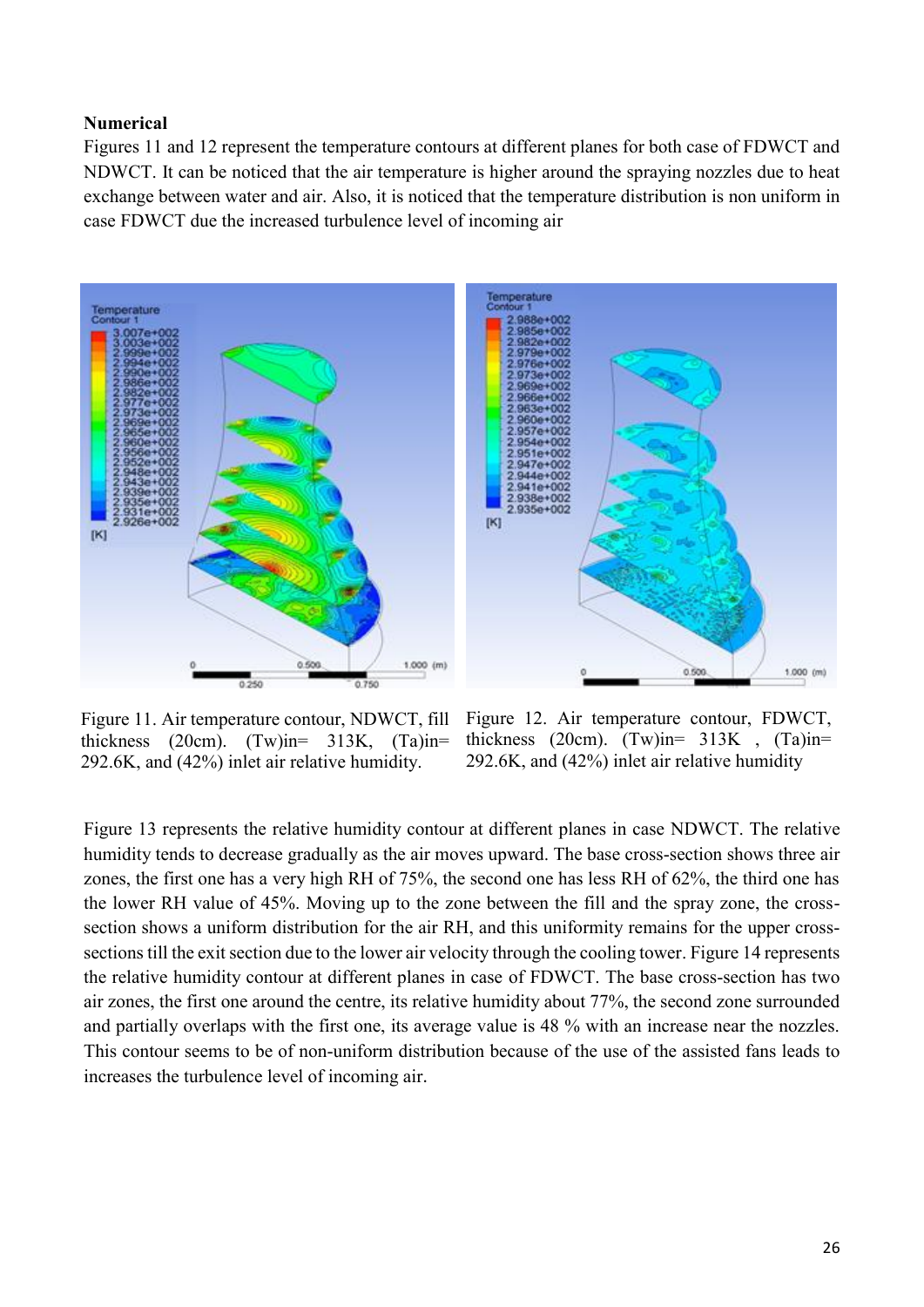**Numerical**

Figures 11 and 12 represent the temperature contours at different planes for both case of FDWCT and NDWCT. It can be noticed that the air temperature is higher around the spraying nozzles due to heat exchange between water and air. Also, it is noticed that the temperature distribution is non uniform in case FDWCT due the increased turbulence level of incoming air

Figure 11. Air temperature contour, NDWCT, fill thickness (20cm). (Tw)in= 313K, (Ta)in= 292.6K, and (42%) inlet air relative humidity.

Figure 12. Air temperature contour, FDWCT, thickness (20cm). (Tw)in= 313K , (Ta)in= 292.6K, and (42%) inlet air relative humidity

Figure 13 represents the relative humidity contour at different planes in case NDWCT. The relative humidity tends to decrease gradually as the air moves upward. The base cross-section shows three air zones, the first one has a very high RH of 75%, the second one has less RH of 62%, the third one has the lower RH value of 45%. Moving up to the zone between the fill and the spray zone, the cross-section shows a uniform distribution for the air RH, and this uniformity remains for the upper cross-sections till the exit section due to the lower air velocity through the cooling tower. Figure 14 represents the relative humidity contour at different planes in case of FDWCT. The base cross-section has two air zones, the first one around the centre, its relative humidity about 77%, the second zone surrounded and partially overlaps with the first one, its average value is 48 % with an increase near the nozzles. This contour seems to be of non-uniform distribution because of the use of the assisted fans leads to increases the turbulence level of incoming air.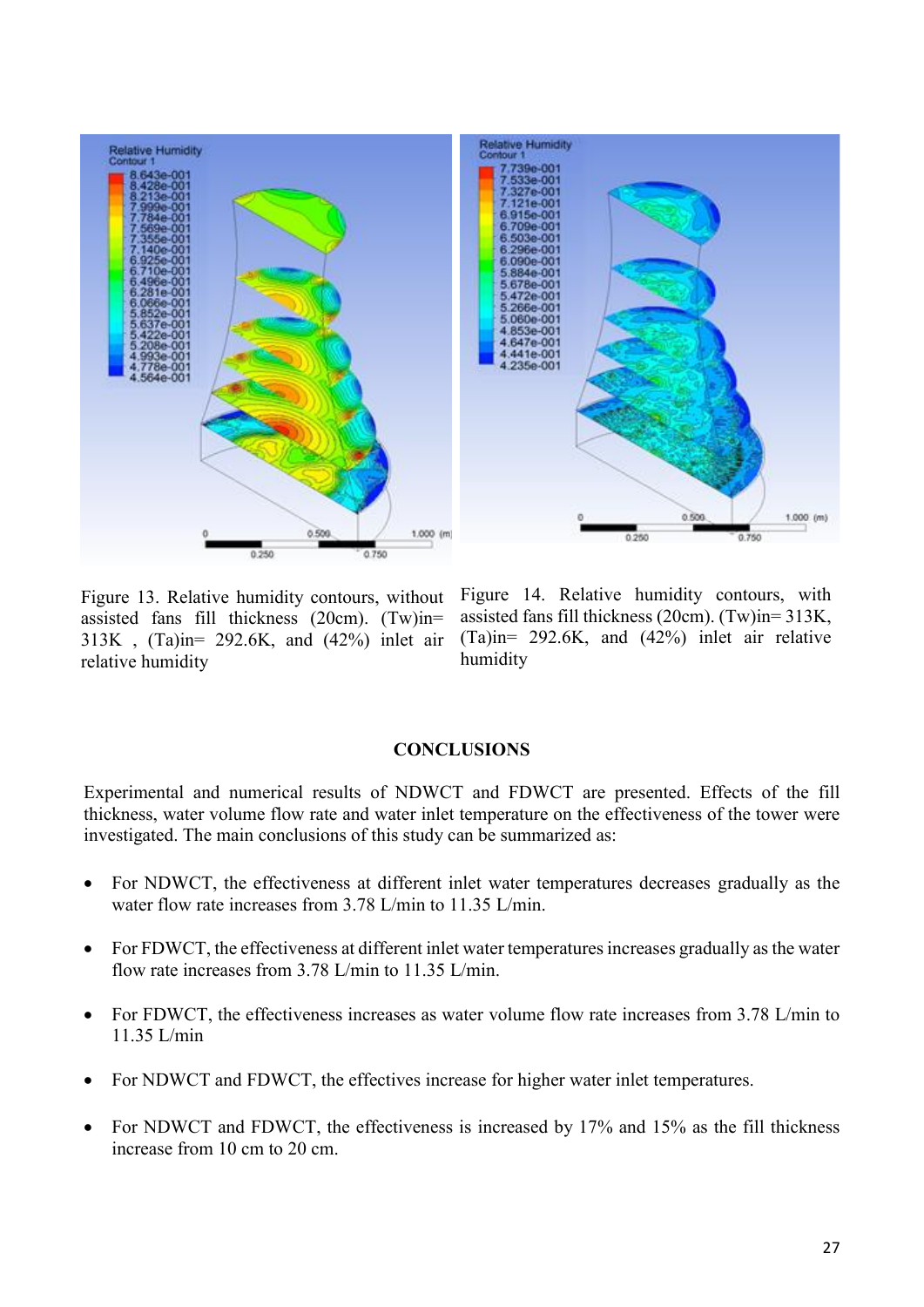Figure 13. Relative humidity contours, without assisted fans fill thickness (20cm). (Tw)in= 313K , (Ta)in= 292.6K, and (42%) inlet air relative humidity

Figure 14. Relative humidity contours, with assisted fans fill thickness (20cm). (Tw)in= 313K, (Ta)in= 292.6K, and (42%) inlet air relative humidity

## CONCLUSIONS

Experimental and numerical results of NDWCT and FDWCT are presented. Effects of the fill thickness, water volume flow rate and water inlet temperature on the effectiveness of the tower were investigated. The main conclusions of this study can be summarized as:

- For NDWCT, the effectiveness at different inlet water temperatures decreases gradually as the water flow rate increases from 3.78 L/min to 11.35 L/min.
- For FDWCT, the effectiveness at different inlet water temperatures increases gradually as the water flow rate increases from 3.78 L/min to 11.35 L/min.
- For FDWCT, the effectiveness increases as water volume flow rate increases from 3.78 L/min to 11.35 L/min
- For NDWCT and FDWCT, the effectives increase for higher water inlet temperatures.
- For NDWCT and FDWCT, the effectiveness is increased by 17% and 15% as the fill thickness increase from 10 cm to 20 cm.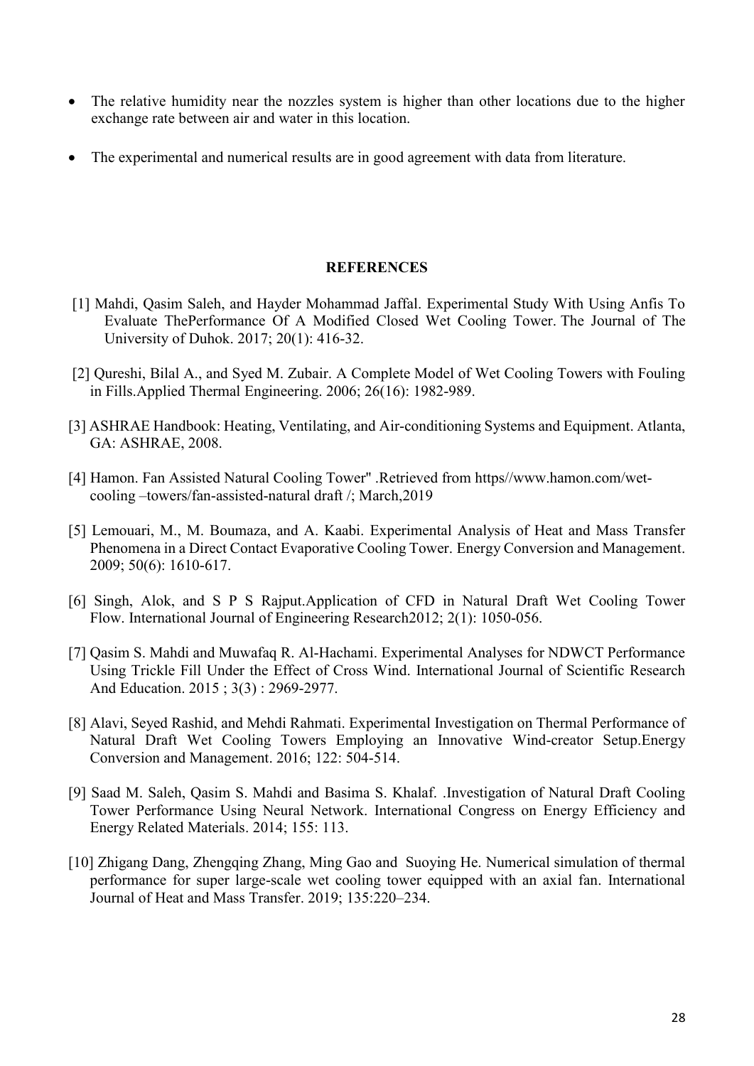- The relative humidity near the nozzles system is higher than other locations due to the higher exchange rate between air and water in this location.

- The experimental and numerical results are in good agreement with data from literature.

## REFERENCES

[1] Mahdi, Qasim Saleh, and Hayder Mohammad Jaffal. Experimental Study With Using Anfis To Evaluate ThePerformance Of A Modified Closed Wet Cooling Tower. The Journal of The University of Duhok. 2017; 20(1): 416-32.

[2] Qureshi, Bilal A., and Syed M. Zubair. A Complete Model of Wet Cooling Towers with Fouling in Fills.Applied Thermal Engineering. 2006; 26(16): 1982-989.

[3] ASHRAE Handbook: Heating, Ventilating, and Air-conditioning Systems and Equipment. Atlanta, GA: ASHRAE, 2008.

[4] Hamon. Fan Assisted Natural Cooling Tower" .Retrieved from https//www.hamon.com/wet-cooling –towers/fan-assisted-natural draft /; March,2019

[5] Lemouari, M., M. Boumaza, and A. Kaabi. Experimental Analysis of Heat and Mass Transfer Phenomena in a Direct Contact Evaporative Cooling Tower. Energy Conversion and Management. 2009; 50(6): 1610-617.

[6] Singh, Alok, and S P S Rajput.Application of CFD in Natural Draft Wet Cooling Tower Flow. International Journal of Engineering Research2012; 2(1): 1050-056.

[7] Qasim S. Mahdi and Muwafaq R. Al-Hachami. Experimental Analyses for NDWCT Performance Using Trickle Fill Under the Effect of Cross Wind. International Journal of Scientific Research And Education. 2015 ; 3(3) : 2969-2977.

[8] Alavi, Seyed Rashid, and Mehdi Rahmati. Experimental Investigation on Thermal Performance of Natural Draft Wet Cooling Towers Employing an Innovative Wind-creator Setup.Energy Conversion and Management. 2016; 122: 504-514.

[9] Saad M. Saleh, Qasim S. Mahdi and Basima S. Khalaf. .Investigation of Natural Draft Cooling Tower Performance Using Neural Network. International Congress on Energy Efficiency and Energy Related Materials. 2014; 155: 113.

[10] Zhigang Dang, Zhengqing Zhang, Ming Gao and Suoying He. Numerical simulation of thermal performance for super large-scale wet cooling tower equipped with an axial fan. International Journal of Heat and Mass Transfer. 2019; 135:220–234.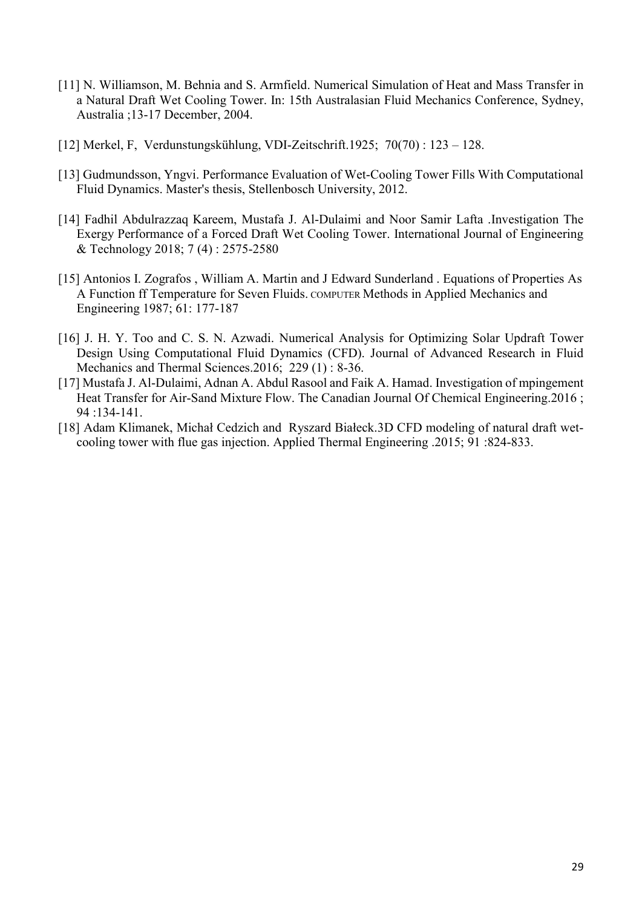[11] N. Williamson, M. Behnia and S. Armfield. Numerical Simulation of Heat and Mass Transfer in a Natural Draft Wet Cooling Tower. In: 15th Australasian Fluid Mechanics Conference, Sydney, Australia ;13-17 December, 2004.

[12] Merkel, F, Verdunstungskühlung, VDI-Zeitschrift.1925; 70(70) : 123 – 128.

[13] Gudmundsson, Yngvi. Performance Evaluation of Wet-Cooling Tower Fills With Computational Fluid Dynamics. Master's thesis, Stellenbosch University, 2012.

[14] Fadhil Abdulrazzaq Kareem, Mustafa J. Al-Dulaimi and Noor Samir Lafta .Investigation The Exergy Performance of a Forced Draft Wet Cooling Tower. International Journal of Engineering & Technology 2018; 7 (4) : 2575-2580

[15] Antonios I. Zografos , William A. Martin and J Edward Sunderland . Equations of Properties As A Function ff Temperature for Seven Fluids. COMPUTER Methods in Applied Mechanics and Engineering 1987; 61: 177-187

[16] J. H. Y. Too and C. S. N. Azwadi. Numerical Analysis for Optimizing Solar Updraft Tower Design Using Computational Fluid Dynamics (CFD). Journal of Advanced Research in Fluid Mechanics and Thermal Sciences.2016; 229 (1) : 8-36.

[17] Mustafa J. Al-Dulaimi, Adnan A. Abdul Rasool and Faik A. Hamad. Investigation of mpingement Heat Transfer for Air-Sand Mixture Flow. The Canadian Journal Of Chemical Engineering.2016 ; 94 :134-141.

[18] Adam Klimanek, Michał Cedzich and Ryszard Białeck.3D CFD modeling of natural draft wet-cooling tower with flue gas injection. Applied Thermal Engineering .2015; 91 :824-833.